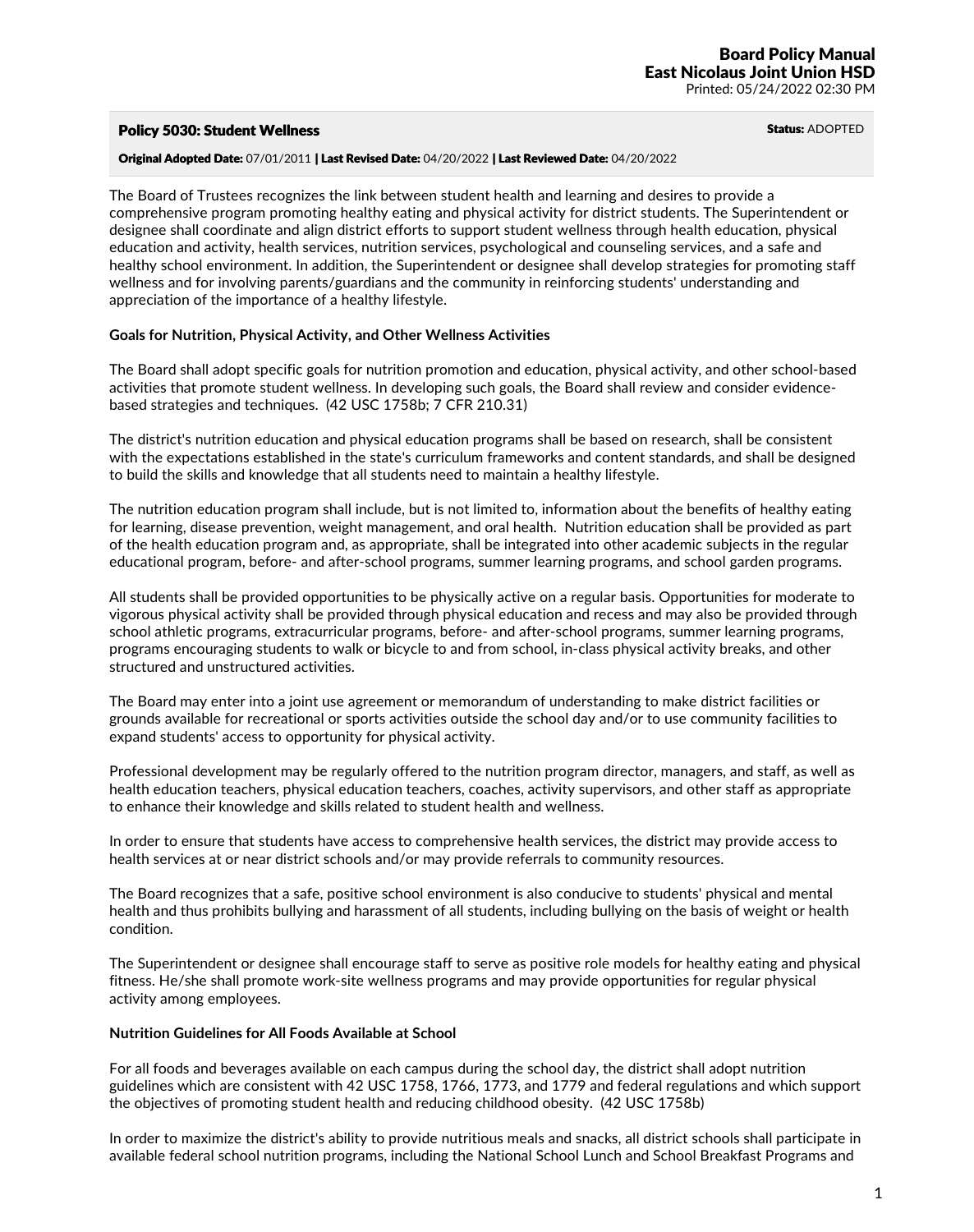**Board Policy Manual**
**East Nicolaus Joint Union HSD**
Printed: 05/24/2022 02:30 PM

## Policy 5030: Student Wellness

**Status:** ADOPTED

**Original Adopted Date:** 07/01/2011 | **Last Revised Date:** 04/20/2022 | **Last Reviewed Date:** 04/20/2022

The Board of Trustees recognizes the link between student health and learning and desires to provide a comprehensive program promoting healthy eating and physical activity for district students. The Superintendent or designee shall coordinate and align district efforts to support student wellness through health education, physical education and activity, health services, nutrition services, psychological and counseling services, and a safe and healthy school environment. In addition, the Superintendent or designee shall develop strategies for promoting staff wellness and for involving parents/guardians and the community in reinforcing students' understanding and appreciation of the importance of a healthy lifestyle.

**Goals for Nutrition, Physical Activity, and Other Wellness Activities**

The Board shall adopt specific goals for nutrition promotion and education, physical activity, and other school-based activities that promote student wellness. In developing such goals, the Board shall review and consider evidence-based strategies and techniques. (42 USC 1758b; 7 CFR 210.31)

The district's nutrition education and physical education programs shall be based on research, shall be consistent with the expectations established in the state's curriculum frameworks and content standards, and shall be designed to build the skills and knowledge that all students need to maintain a healthy lifestyle.

The nutrition education program shall include, but is not limited to, information about the benefits of healthy eating for learning, disease prevention, weight management, and oral health. Nutrition education shall be provided as part of the health education program and, as appropriate, shall be integrated into other academic subjects in the regular educational program, before- and after-school programs, summer learning programs, and school garden programs.

All students shall be provided opportunities to be physically active on a regular basis. Opportunities for moderate to vigorous physical activity shall be provided through physical education and recess and may also be provided through school athletic programs, extracurricular programs, before- and after-school programs, summer learning programs, programs encouraging students to walk or bicycle to and from school, in-class physical activity breaks, and other structured and unstructured activities.

The Board may enter into a joint use agreement or memorandum of understanding to make district facilities or grounds available for recreational or sports activities outside the school day and/or to use community facilities to expand students' access to opportunity for physical activity.

Professional development may be regularly offered to the nutrition program director, managers, and staff, as well as health education teachers, physical education teachers, coaches, activity supervisors, and other staff as appropriate to enhance their knowledge and skills related to student health and wellness.

In order to ensure that students have access to comprehensive health services, the district may provide access to health services at or near district schools and/or may provide referrals to community resources.

The Board recognizes that a safe, positive school environment is also conducive to students' physical and mental health and thus prohibits bullying and harassment of all students, including bullying on the basis of weight or health condition.

The Superintendent or designee shall encourage staff to serve as positive role models for healthy eating and physical fitness. He/she shall promote work-site wellness programs and may provide opportunities for regular physical activity among employees.

**Nutrition Guidelines for All Foods Available at School**

For all foods and beverages available on each campus during the school day, the district shall adopt nutrition guidelines which are consistent with 42 USC 1758, 1766, 1773, and 1779 and federal regulations and which support the objectives of promoting student health and reducing childhood obesity. (42 USC 1758b)

In order to maximize the district's ability to provide nutritious meals and snacks, all district schools shall participate in available federal school nutrition programs, including the National School Lunch and School Breakfast Programs and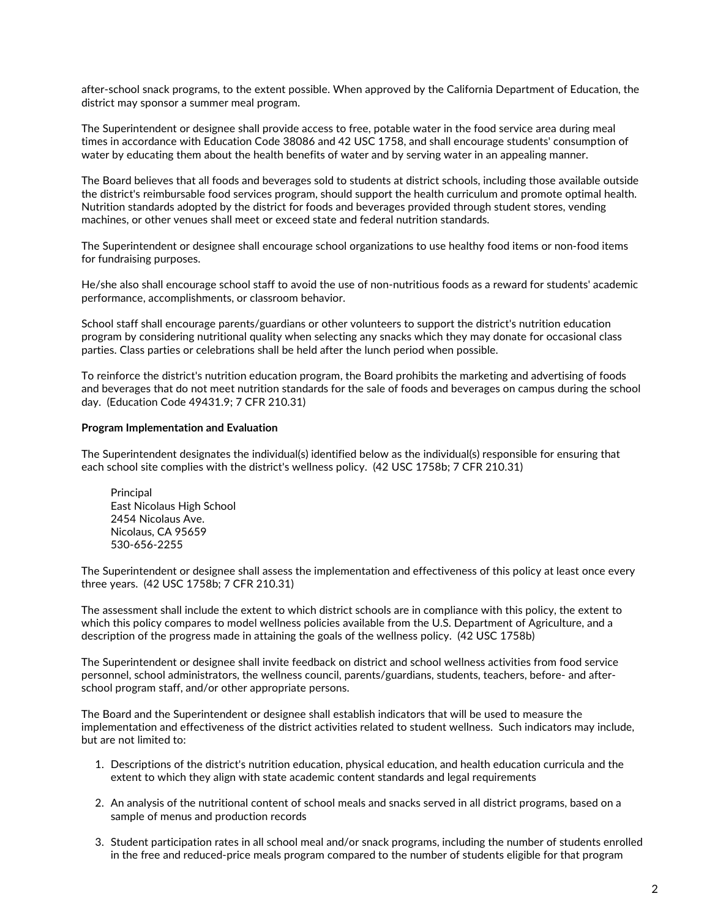after-school snack programs, to the extent possible. When approved by the California Department of Education, the district may sponsor a summer meal program.

The Superintendent or designee shall provide access to free, potable water in the food service area during meal times in accordance with Education Code 38086 and 42 USC 1758, and shall encourage students' consumption of water by educating them about the health benefits of water and by serving water in an appealing manner.

The Board believes that all foods and beverages sold to students at district schools, including those available outside the district's reimbursable food services program, should support the health curriculum and promote optimal health. Nutrition standards adopted by the district for foods and beverages provided through student stores, vending machines, or other venues shall meet or exceed state and federal nutrition standards.

The Superintendent or designee shall encourage school organizations to use healthy food items or non-food items for fundraising purposes.

He/she also shall encourage school staff to avoid the use of non-nutritious foods as a reward for students' academic performance, accomplishments, or classroom behavior.

School staff shall encourage parents/guardians or other volunteers to support the district's nutrition education program by considering nutritional quality when selecting any snacks which they may donate for occasional class parties. Class parties or celebrations shall be held after the lunch period when possible.

To reinforce the district's nutrition education program, the Board prohibits the marketing and advertising of foods and beverages that do not meet nutrition standards for the sale of foods and beverages on campus during the school day. (Education Code 49431.9; 7 CFR 210.31)

**Program Implementation and Evaluation**

The Superintendent designates the individual(s) identified below as the individual(s) responsible for ensuring that each school site complies with the district's wellness policy. (42 USC 1758b; 7 CFR 210.31)

Principal
East Nicolaus High School
2454 Nicolaus Ave.
Nicolaus, CA 95659
530-656-2255

The Superintendent or designee shall assess the implementation and effectiveness of this policy at least once every three years. (42 USC 1758b; 7 CFR 210.31)

The assessment shall include the extent to which district schools are in compliance with this policy, the extent to which this policy compares to model wellness policies available from the U.S. Department of Agriculture, and a description of the progress made in attaining the goals of the wellness policy. (42 USC 1758b)

The Superintendent or designee shall invite feedback on district and school wellness activities from food service personnel, school administrators, the wellness council, parents/guardians, students, teachers, before- and after-school program staff, and/or other appropriate persons.

The Board and the Superintendent or designee shall establish indicators that will be used to measure the implementation and effectiveness of the district activities related to student wellness. Such indicators may include, but are not limited to:

1. Descriptions of the district's nutrition education, physical education, and health education curricula and the extent to which they align with state academic content standards and legal requirements

2. An analysis of the nutritional content of school meals and snacks served in all district programs, based on a sample of menus and production records

3. Student participation rates in all school meal and/or snack programs, including the number of students enrolled in the free and reduced-price meals program compared to the number of students eligible for that program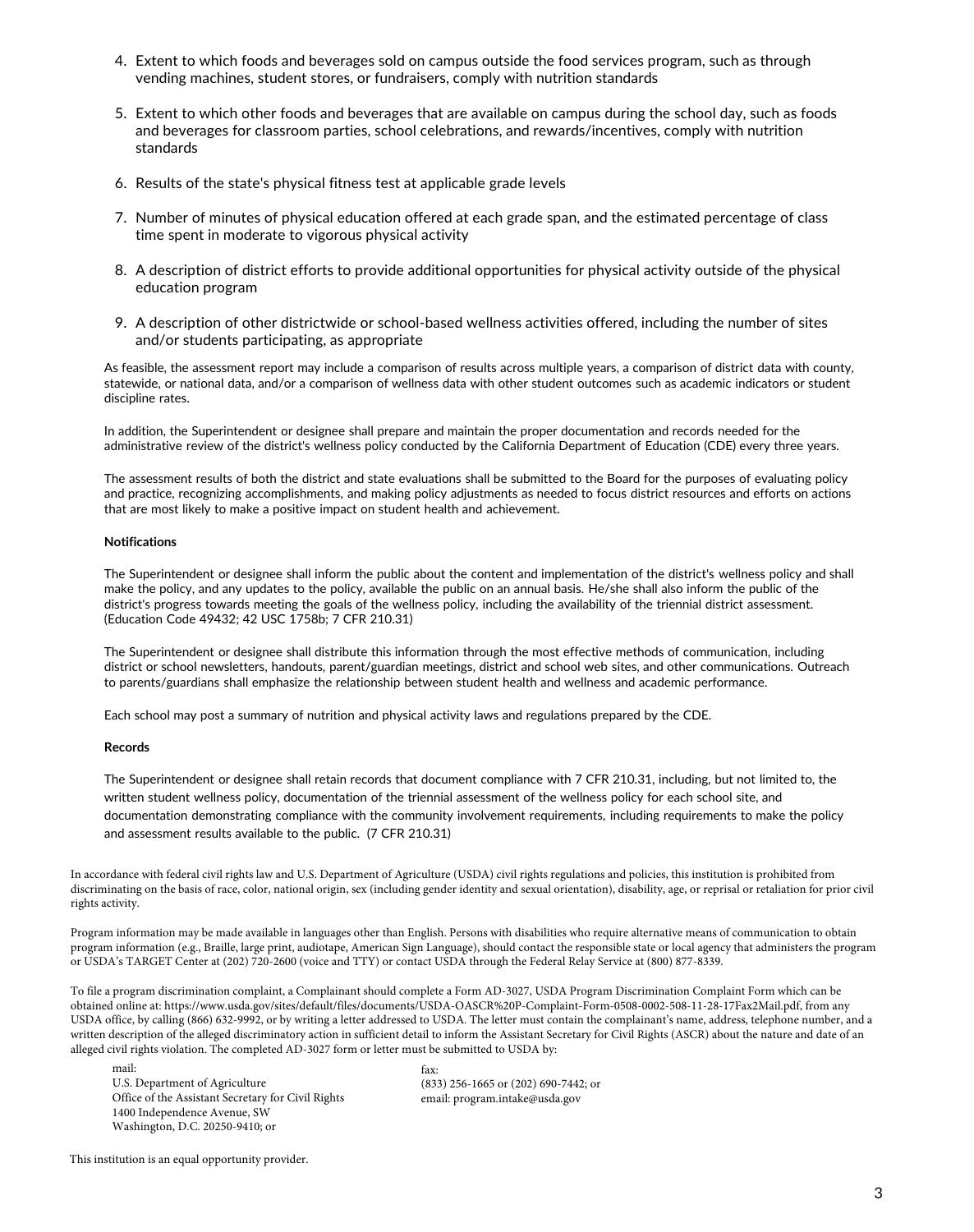4. Extent to which foods and beverages sold on campus outside the food services program, such as through vending machines, student stores, or fundraisers, comply with nutrition standards

5. Extent to which other foods and beverages that are available on campus during the school day, such as foods and beverages for classroom parties, school celebrations, and rewards/incentives, comply with nutrition standards

6. Results of the state's physical fitness test at applicable grade levels

7. Number of minutes of physical education offered at each grade span, and the estimated percentage of class time spent in moderate to vigorous physical activity

8. A description of district efforts to provide additional opportunities for physical activity outside of the physical education program

9. A description of other districtwide or school-based wellness activities offered, including the number of sites and/or students participating, as appropriate

As feasible, the assessment report may include a comparison of results across multiple years, a comparison of district data with county, statewide, or national data, and/or a comparison of wellness data with other student outcomes such as academic indicators or student discipline rates.

In addition, the Superintendent or designee shall prepare and maintain the proper documentation and records needed for the administrative review of the district's wellness policy conducted by the California Department of Education (CDE) every three years.

The assessment results of both the district and state evaluations shall be submitted to the Board for the purposes of evaluating policy and practice, recognizing accomplishments, and making policy adjustments as needed to focus district resources and efforts on actions that are most likely to make a positive impact on student health and achievement.

**Notifications**

The Superintendent or designee shall inform the public about the content and implementation of the district's wellness policy and shall make the policy, and any updates to the policy, available the public on an annual basis. He/she shall also inform the public of the district's progress towards meeting the goals of the wellness policy, including the availability of the triennial district assessment. (Education Code 49432; 42 USC 1758b; 7 CFR 210.31)

The Superintendent or designee shall distribute this information through the most effective methods of communication, including district or school newsletters, handouts, parent/guardian meetings, district and school web sites, and other communications. Outreach to parents/guardians shall emphasize the relationship between student health and wellness and academic performance.

Each school may post a summary of nutrition and physical activity laws and regulations prepared by the CDE.

**Records**

The Superintendent or designee shall retain records that document compliance with 7 CFR 210.31, including, but not limited to, the written student wellness policy, documentation of the triennial assessment of the wellness policy for each school site, and documentation demonstrating compliance with the community involvement requirements, including requirements to make the policy and assessment results available to the public. (7 CFR 210.31)

In accordance with federal civil rights law and U.S. Department of Agriculture (USDA) civil rights regulations and policies, this institution is prohibited from discriminating on the basis of race, color, national origin, sex (including gender identity and sexual orientation), disability, age, or reprisal or retaliation for prior civil rights activity.

Program information may be made available in languages other than English. Persons with disabilities who require alternative means of communication to obtain program information (e.g., Braille, large print, audiotape, American Sign Language), should contact the responsible state or local agency that administers the program or USDA's TARGET Center at (202) 720-2600 (voice and TTY) or contact USDA through the Federal Relay Service at (800) 877-8339.

To file a program discrimination complaint, a Complainant should complete a Form AD-3027, USDA Program Discrimination Complaint Form which can be obtained online at: https://www.usda.gov/sites/default/files/documents/USDA-OASCR%20P-Complaint-Form-0508-0002-508-11-28-17Fax2Mail.pdf, from any USDA office, by calling (866) 632-9992, or by writing a letter addressed to USDA. The letter must contain the complainant's name, address, telephone number, and a written description of the alleged discriminatory action in sufficient detail to inform the Assistant Secretary for Civil Rights (ASCR) about the nature and date of an alleged civil rights violation. The completed AD-3027 form or letter must be submitted to USDA by:

mail:
U.S. Department of Agriculture
Office of the Assistant Secretary for Civil Rights
1400 Independence Avenue, SW
Washington, D.C. 20250-9410; or

fax:
(833) 256-1665 or (202) 690-7442; or
email: program.intake@usda.gov

This institution is an equal opportunity provider.